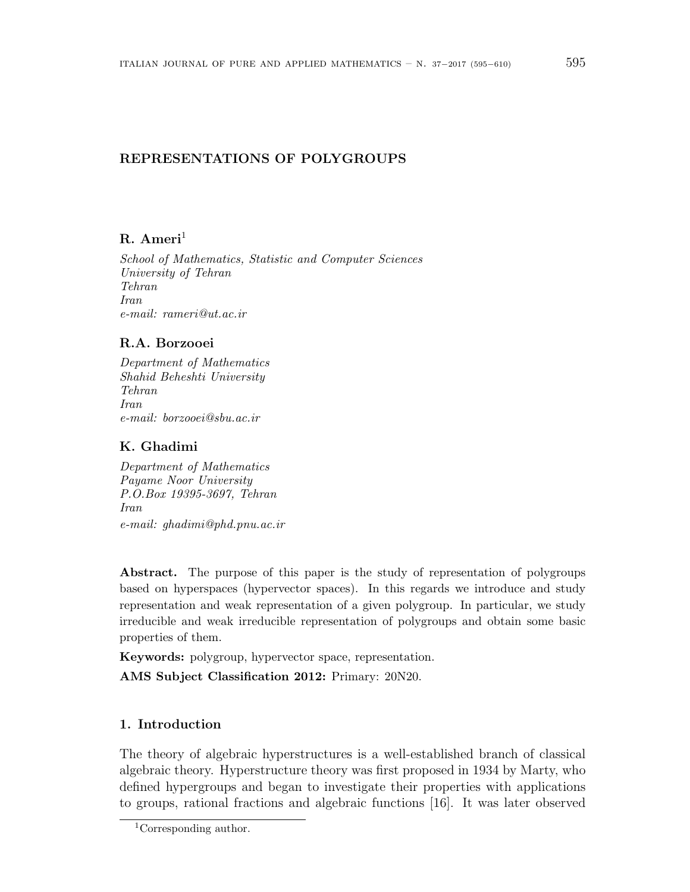# REPRESENTATIONS OF POLYGROUPS

**R. Ameri**[1]

*School of Mathematics, Statistic and Computer Sciences*
*University of Tehran*
*Tehran*
*Iran*
*e-mail: rameri@ut.ac.ir*

**R.A. Borzooei**

*Department of Mathematics*
*Shahid Beheshti University*
*Tehran*
*Iran*
*e-mail: borzooei@sbu.ac.ir*

**K. Ghadimi**

*Department of Mathematics*
*Payame Noor University*
*P.O.Box 19395-3697, Tehran*
*Iran*
*e-mail: ghadimi@phd.pnu.ac.ir*

**Abstract.** The purpose of this paper is the study of representation of polygroups based on hyperspaces (hypervector spaces). In this regards we introduce and study representation and weak representation of a given polygroup. In particular, we study irreducible and weak irreducible representation of polygroups and obtain some basic properties of them.

**Keywords:** polygroup, hypervector space, representation.

**AMS Subject Classification 2012:** Primary: 20N20.

## 1. Introduction

The theory of algebraic hyperstructures is a well-established branch of classical algebraic theory. Hyperstructure theory was first proposed in 1934 by Marty, who defined hypergroups and began to investigate their properties with applications to groups, rational fractions and algebraic functions [16]. It was later observed

[1] Corresponding author.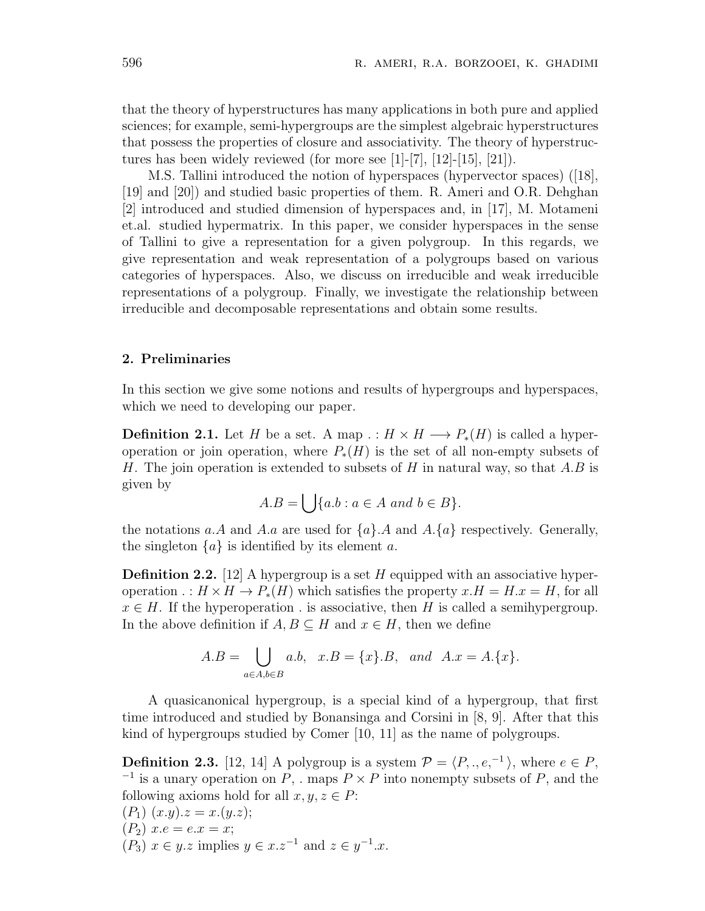that the theory of hyperstructures has many applications in both pure and applied sciences; for example, semi-hypergroups are the simplest algebraic hyperstructures that possess the properties of closure and associativity. The theory of hyperstructures has been widely reviewed (for more see [1]-[7], [12]-[15], [21]).

M.S. Tallini introduced the notion of hyperspaces (hypervector spaces) ([18], [19] and [20]) and studied basic properties of them. R. Ameri and O.R. Dehghan [2] introduced and studied dimension of hyperspaces and, in [17], M. Motameni et.al. studied hypermatrix. In this paper, we consider hyperspaces in the sense of Tallini to give a representation for a given polygroup. In this regards, we give representation and weak representation of a polygroups based on various categories of hyperspaces. Also, we discuss on irreducible and weak irreducible representations of a polygroup. Finally, we investigate the relationship between irreducible and decomposable representations and obtain some results.

## 2. Preliminaries

In this section we give some notions and results of hypergroups and hyperspaces, which we need to developing our paper.

**Definition 2.1.** Let $H$ be a set. A map $. : H \times H \longrightarrow P_*(H)$ is called a hyperoperation or join operation, where $P_*(H)$ is the set of all non-empty subsets of $H$. The join operation is extended to subsets of $H$ in natural way, so that $A.B$ is given by

$$A.B = \bigcup\{a.b : a \in A \text{ and } b \in B\}.$$

the notations $a.A$ and $A.a$ are used for $\{a\}.A$ and $A.\{a\}$ respectively. Generally, the singleton $\{a\}$ is identified by its element $a$.

**Definition 2.2.** [12] A hypergroup is a set $H$ equipped with an associative hyperoperation $. : H \times H \to P_*(H)$ which satisfies the property $x.H = H.x = H$, for all $x \in H$. If the hyperoperation . is associative, then $H$ is called a semihypergroup. In the above definition if $A, B \subseteq H$ and $x \in H$, then we define

$$A.B = \bigcup_{a \in A, b \in B} a.b, \quad x.B = \{x\}.B, \quad \text{and} \quad A.x = A.\{x\}.$$

A quasicanonical hypergroup, is a special kind of a hypergroup, that first time introduced and studied by Bonansinga and Corsini in [8, 9]. After that this kind of hypergroups studied by Comer [10, 11] as the name of polygroups.

**Definition 2.3.** [12, 14] A polygroup is a system $\mathcal{P} = \langle P, ., e, ^{-1} \rangle$, where $e \in P$, $^{-1}$ is a unary operation on $P$, . maps $P \times P$ into nonempty subsets of $P$, and the following axioms hold for all $x, y, z \in P$:
($P_1$) $(x.y).z = x.(y.z)$;
($P_2$) $x.e = e.x = x$;
($P_3$) $x \in y.z$ implies $y \in x.z^{-1}$ and $z \in y^{-1}.x$.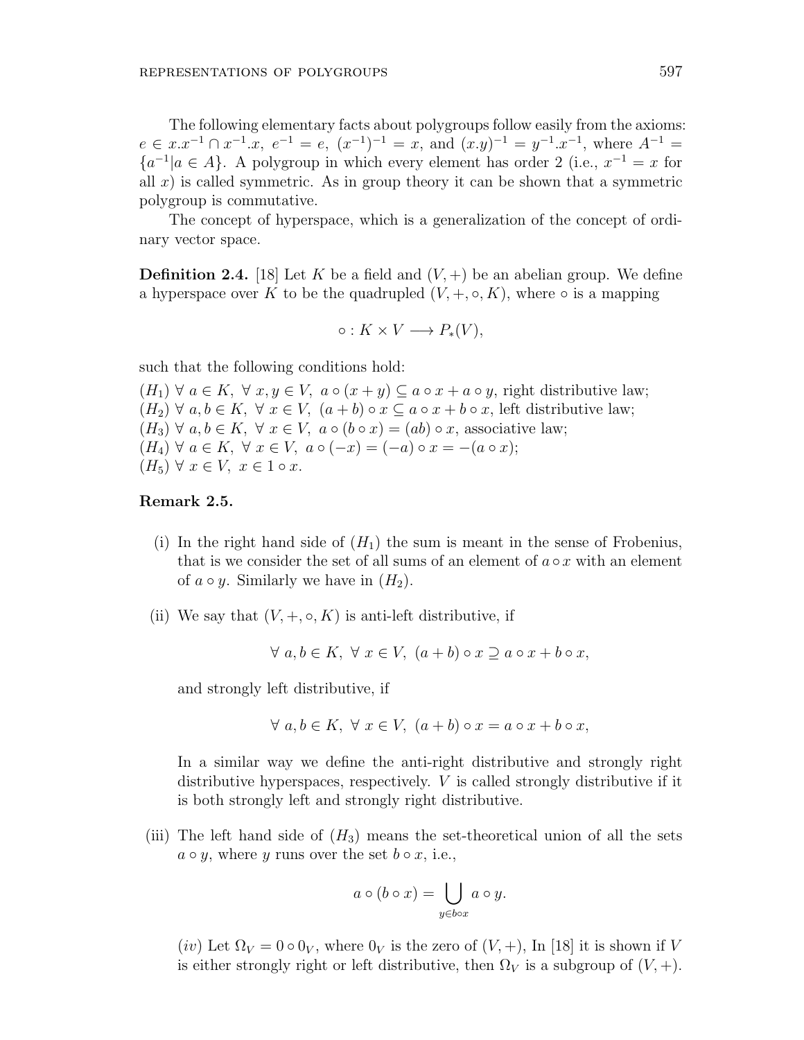The following elementary facts about polygroups follow easily from the axioms: $e \in x.x^{-1} \cap x^{-1}.x$, $e^{-1} = e$, $(x^{-1})^{-1} = x$, and $(x.y)^{-1} = y^{-1}.x^{-1}$, where $A^{-1} = \{a^{-1} | a \in A\}$. A polygroup in which every element has order 2 (i.e., $x^{-1} = x$ for all $x$) is called symmetric. As in group theory it can be shown that a symmetric polygroup is commutative.

The concept of hyperspace, which is a generalization of the concept of ordinary vector space.

**Definition 2.4.** [18] Let $K$ be a field and $(V, +)$ be an abelian group. We define a hyperspace over $K$ to be the quadrupled $(V, +, \circ, K)$, where $\circ$ is a mapping

$$\circ : K \times V \longrightarrow P_*(V),$$

such that the following conditions hold:

$(H_1)$ $\forall\ a \in K,\ \forall\ x, y \in V,\ a \circ (x + y) \subseteq a \circ x + a \circ y$, right distributive law;
$(H_2)$ $\forall\ a, b \in K,\ \forall\ x \in V,\ (a + b) \circ x \subseteq a \circ x + b \circ x$, left distributive law;
$(H_3)$ $\forall\ a, b \in K,\ \forall\ x \in V,\ a \circ (b \circ x) = (ab) \circ x$, associative law;
$(H_4)$ $\forall\ a \in K,\ \forall\ x \in V,\ a \circ (-x) = (-a) \circ x = -(a \circ x)$;
$(H_5)$ $\forall\ x \in V,\ x \in 1 \circ x$.

**Remark 2.5.**

(i) In the right hand side of $(H_1)$ the sum is meant in the sense of Frobenius, that is we consider the set of all sums of an element of $a \circ x$ with an element of $a \circ y$. Similarly we have in $(H_2)$.

(ii) We say that $(V, +, \circ, K)$ is anti-left distributive, if

$$\forall\ a, b \in K,\ \forall\ x \in V,\ (a + b) \circ x \supseteq a \circ x + b \circ x,$$

and strongly left distributive, if

$$\forall\ a, b \in K,\ \forall\ x \in V,\ (a + b) \circ x = a \circ x + b \circ x,$$

In a similar way we define the anti-right distributive and strongly right distributive hyperspaces, respectively. $V$ is called strongly distributive if it is both strongly left and strongly right distributive.

(iii) The left hand side of $(H_3)$ means the set-theoretical union of all the sets $a \circ y$, where $y$ runs over the set $b \circ x$, i.e.,

$$a \circ (b \circ x) = \bigcup_{y \in b \circ x} a \circ y.$$

(*iv*) Let $\Omega_V = 0 \circ 0_V$, where $0_V$ is the zero of $(V, +)$, In [18] it is shown if $V$ is either strongly right or left distributive, then $\Omega_V$ is a subgroup of $(V, +)$.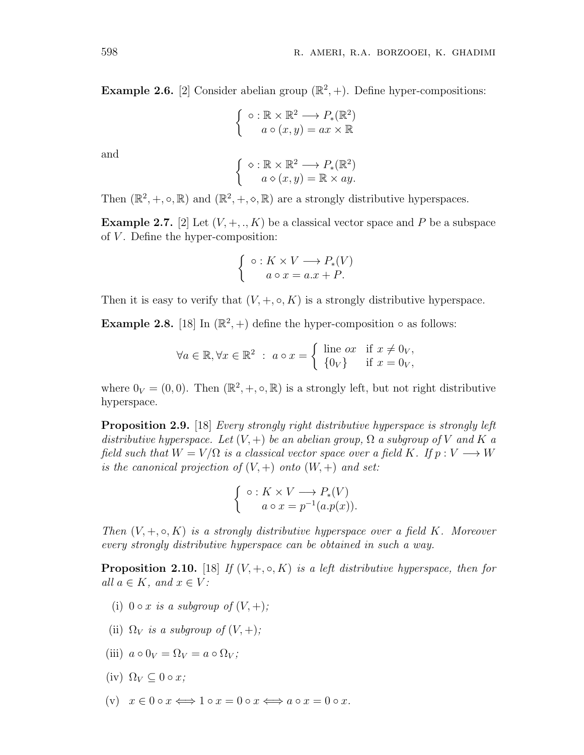**Example 2.6.** [2] Consider abelian group $(\mathbb{R}^2, +)$. Define hyper-compositions:

$$\begin{cases} \circ : \mathbb{R} \times \mathbb{R}^2 \longrightarrow P_*(\mathbb{R}^2) \\ \quad a \circ (x, y) = ax \times \mathbb{R} \end{cases}$$

and

$$\begin{cases} \diamond : \mathbb{R} \times \mathbb{R}^2 \longrightarrow P_*(\mathbb{R}^2) \\ \quad a \diamond (x, y) = \mathbb{R} \times ay. \end{cases}$$

Then $(\mathbb{R}^2, +, \circ, \mathbb{R})$ and $(\mathbb{R}^2, +, \diamond, \mathbb{R})$ are a strongly distributive hyperspaces.

**Example 2.7.** [2] Let $(V, +, ., K)$ be a classical vector space and $P$ be a subspace of $V$. Define the hyper-composition:

$$\begin{cases} \circ : K \times V \longrightarrow P_*(V) \\ \quad a \circ x = a.x + P. \end{cases}$$

Then it is easy to verify that $(V, +, \circ, K)$ is a strongly distributive hyperspace.

**Example 2.8.** [18] In $(\mathbb{R}^2, +)$ define the hyper-composition $\circ$ as follows:

$$\forall a \in \mathbb{R}, \forall x \in \mathbb{R}^2 \ : \ a \circ x = \begin{cases} \text{line } ox & \text{if } x \neq 0_V, \\ \{0_V\} & \text{if } x = 0_V, \end{cases}$$

where $0_V = (0, 0)$. Then $(\mathbb{R}^2, +, \circ, \mathbb{R})$ is a strongly left, but not right distributive hyperspace.

**Proposition 2.9.** [18] *Every strongly right distributive hyperspace is strongly left distributive hyperspace. Let $(V, +)$ be an abelian group, $\Omega$ a subgroup of $V$ and $K$ a field such that $W = V/\Omega$ is a classical vector space over a field $K$. If $p : V \longrightarrow W$ is the canonical projection of $(V, +)$ onto $(W, +)$ and set:*

$$\begin{cases} \circ : K \times V \longrightarrow P_*(V) \\ \quad a \circ x = p^{-1}(a.p(x)). \end{cases}$$

*Then $(V, +, \circ, K)$ is a strongly distributive hyperspace over a field $K$. Moreover every strongly distributive hyperspace can be obtained in such a way.*

**Proposition 2.10.** [18] *If $(V, +, \circ, K)$ is a left distributive hyperspace, then for all $a \in K$, and $x \in V$:*

(i) *$0 \circ x$ is a subgroup of $(V, +)$;*

(ii) *$\Omega_V$ is a subgroup of $(V, +)$;*

(iii) *$a \circ 0_V = \Omega_V = a \circ \Omega_V$;*

(iv) *$\Omega_V \subseteq 0 \circ x$;*

(v) *$x \in 0 \circ x \Longleftrightarrow 1 \circ x = 0 \circ x \Longleftrightarrow a \circ x = 0 \circ x$.*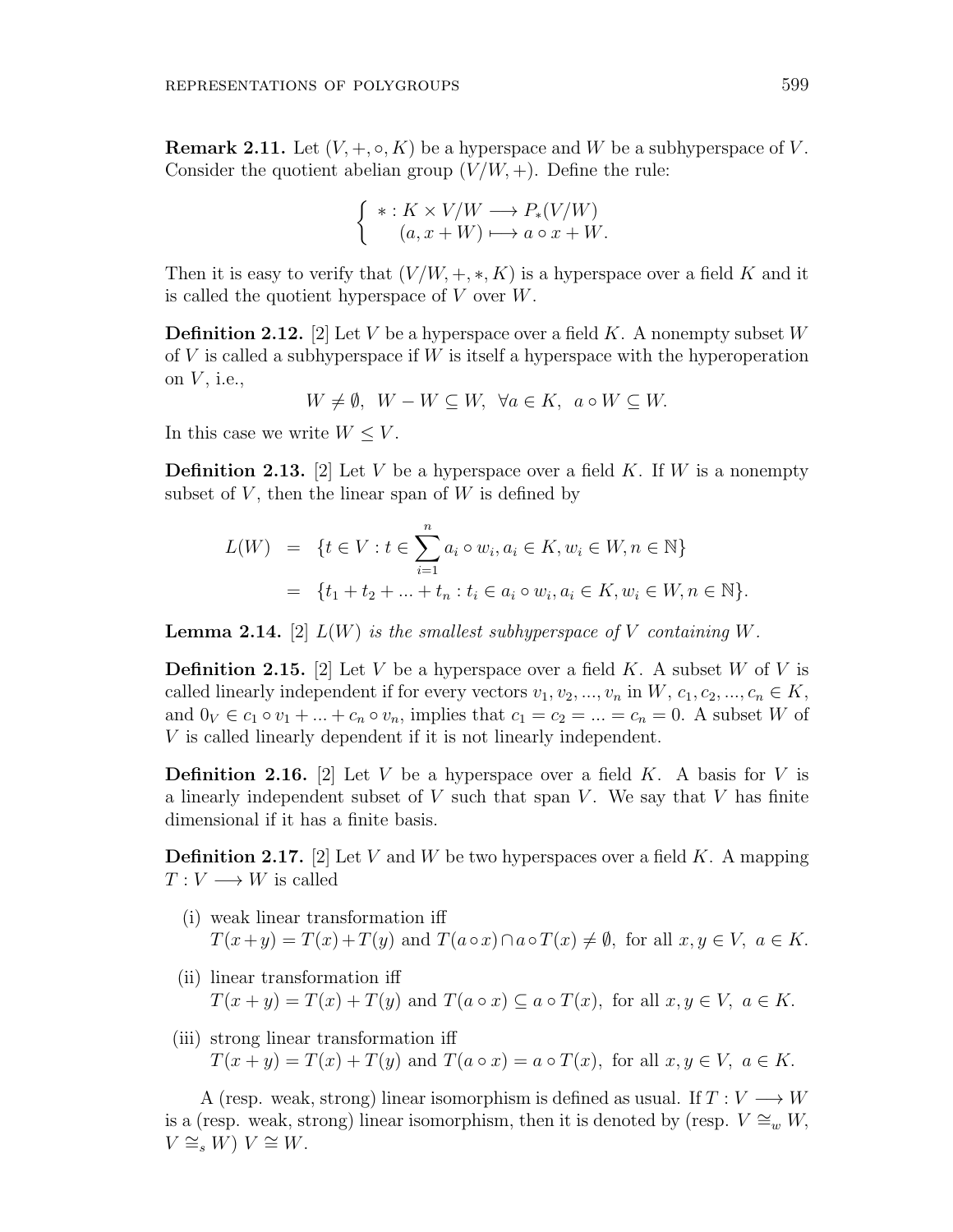**Remark 2.11.** Let $(V, +, \circ, K)$ be a hyperspace and $W$ be a subhyperspace of $V$. Consider the quotient abelian group $(V/W, +)$. Define the rule:

$$\begin{cases} * : K \times V/W \longrightarrow P_*(V/W) \\ \quad (a, x + W) \longmapsto a \circ x + W. \end{cases}$$

Then it is easy to verify that $(V/W, +, *, K)$ is a hyperspace over a field $K$ and it is called the quotient hyperspace of $V$ over $W$.

**Definition 2.12.** [2] Let $V$ be a hyperspace over a field $K$. A nonempty subset $W$ of $V$ is called a subhyperspace if $W$ is itself a hyperspace with the hyperoperation on $V$, i.e.,

$$W \neq \emptyset, \ \ W - W \subseteq W, \ \ \forall a \in K, \ \ a \circ W \subseteq W.$$

In this case we write $W \leq V$.

**Definition 2.13.** [2] Let $V$ be a hyperspace over a field $K$. If $W$ is a nonempty subset of $V$, then the linear span of $W$ is defined by

$$\begin{aligned} L(W) &= \{t \in V : t \in \sum_{i=1}^{n} a_i \circ w_i, a_i \in K, w_i \in W, n \in \mathbb{N}\} \\ &= \{t_1 + t_2 + ... + t_n : t_i \in a_i \circ w_i, a_i \in K, w_i \in W, n \in \mathbb{N}\}. \end{aligned}$$

**Lemma 2.14.** [2] *$L(W)$ is the smallest subhyperspace of $V$ containing $W$.*

**Definition 2.15.** [2] Let $V$ be a hyperspace over a field $K$. A subset $W$ of $V$ is called linearly independent if for every vectors $v_1, v_2, ..., v_n$ in $W$, $c_1, c_2, ..., c_n \in K$, and $0_V \in c_1 \circ v_1 + ... + c_n \circ v_n$, implies that $c_1 = c_2 = ... = c_n = 0$. A subset $W$ of $V$ is called linearly dependent if it is not linearly independent.

**Definition 2.16.** [2] Let $V$ be a hyperspace over a field $K$. A basis for $V$ is a linearly independent subset of $V$ such that span $V$. We say that $V$ has finite dimensional if it has a finite basis.

**Definition 2.17.** [2] Let $V$ and $W$ be two hyperspaces over a field $K$. A mapping $T : V \longrightarrow W$ is called

- (i) weak linear transformation iff
  $T(x+y) = T(x)+T(y)$ and $T(a \circ x) \cap a \circ T(x) \neq \emptyset$, for all $x, y \in V$, $a \in K$.
- (ii) linear transformation iff
  $T(x + y) = T(x) + T(y)$ and $T(a \circ x) \subseteq a \circ T(x)$, for all $x, y \in V$, $a \in K$.
- (iii) strong linear transformation iff
  $T(x + y) = T(x) + T(y)$ and $T(a \circ x) = a \circ T(x)$, for all $x, y \in V$, $a \in K$.

A (resp. weak, strong) linear isomorphism is defined as usual. If $T : V \longrightarrow W$ is a (resp. weak, strong) linear isomorphism, then it is denoted by (resp. $V \cong_w W$, $V \cong_s W$) $V \cong W$.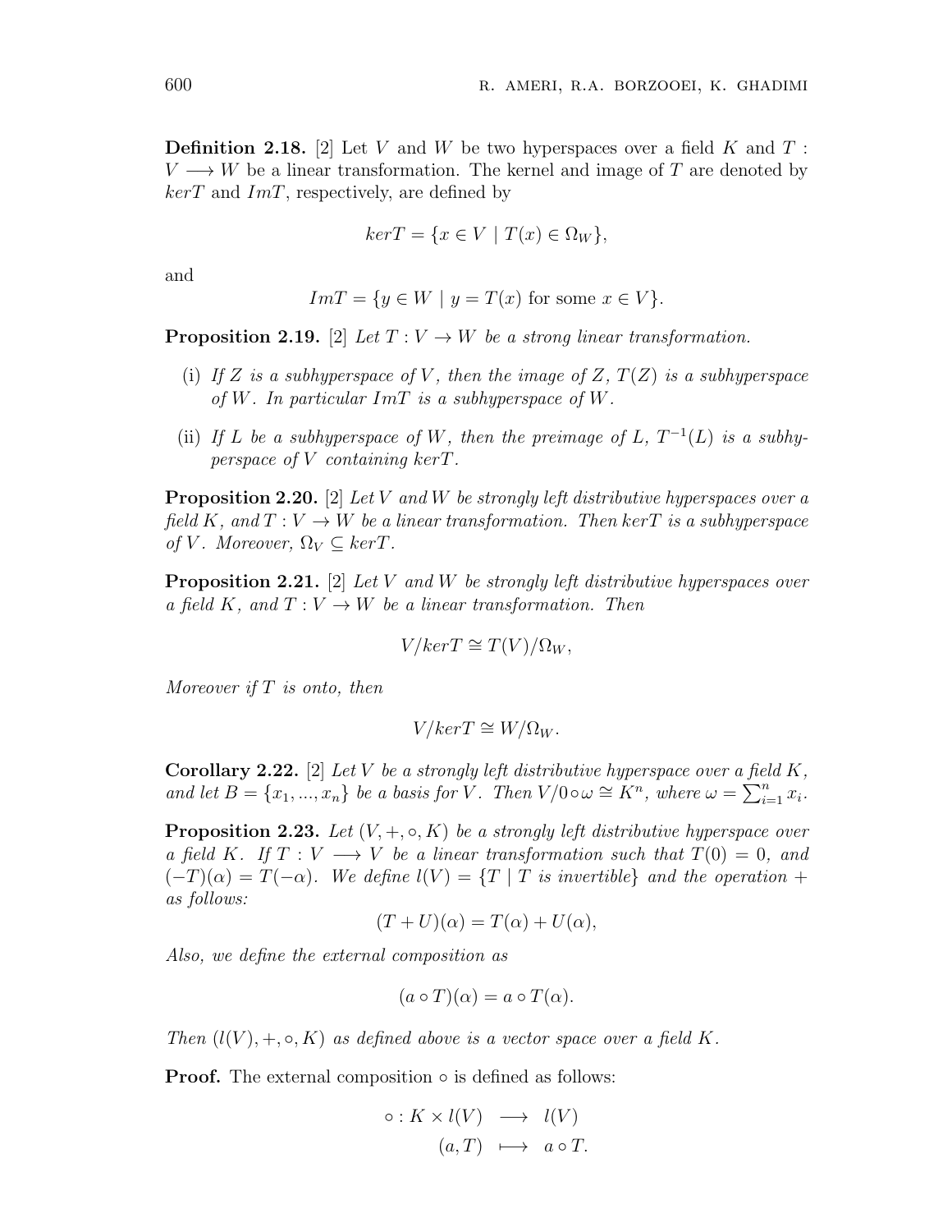**Definition 2.18.** [2] Let $V$ and $W$ be two hyperspaces over a field $K$ and $T : V \longrightarrow W$ be a linear transformation. The kernel and image of $T$ are denoted by $kerT$ and $ImT$, respectively, are defined by

$$kerT = \{x \in V \mid T(x) \in \Omega_W\},$$

and

$$ImT = \{y \in W \mid y = T(x) \text{ for some } x \in V\}.$$

**Proposition 2.19.** [2] *Let $T : V \to W$ be a strong linear transformation.*

- (i) *If $Z$ is a subhyperspace of $V$, then the image of $Z$, $T(Z)$ is a subhyperspace of $W$. In particular $ImT$ is a subhyperspace of $W$.*
- (ii) *If $L$ be a subhyperspace of $W$, then the preimage of $L$, $T^{-1}(L)$ is a subhyperspace of $V$ containing $kerT$.*

**Proposition 2.20.** [2] *Let $V$ and $W$ be strongly left distributive hyperspaces over a field $K$, and $T : V \to W$ be a linear transformation. Then $kerT$ is a subhyperspace of $V$. Moreover, $\Omega_V \subseteq kerT$.*

**Proposition 2.21.** [2] *Let $V$ and $W$ be strongly left distributive hyperspaces over a field $K$, and $T : V \to W$ be a linear transformation. Then*

$$V/kerT \cong T(V)/\Omega_W,$$

*Moreover if $T$ is onto, then*

$$V/kerT \cong W/\Omega_W.$$

**Corollary 2.22.** [2] *Let $V$ be a strongly left distributive hyperspace over a field $K$, and let $B = \{x_1, ..., x_n\}$ be a basis for $V$. Then $V/0 \circ \omega \cong K^n$, where $\omega = \sum_{i=1}^{n} x_i$.*

**Proposition 2.23.** *Let $(V, +, \circ, K)$ be a strongly left distributive hyperspace over a field $K$. If $T : V \longrightarrow V$ be a linear transformation such that $T(0) = 0$, and $(-T)(\alpha) = T(-\alpha)$. We define $l(V) = \{T \mid T \text{ is invertible}\}$ and the operation $+$ as follows:*

$$(T + U)(\alpha) = T(\alpha) + U(\alpha),$$

*Also, we define the external composition as*

$$(a \circ T)(\alpha) = a \circ T(\alpha).$$

*Then $(l(V), +, \circ, K)$ as defined above is a vector space over a field $K$.*

**Proof.** The external composition $\circ$ is defined as follows:

$$\begin{aligned} \circ : K \times l(V) &\longrightarrow l(V) \\ (a, T) &\longmapsto a \circ T. \end{aligned}$$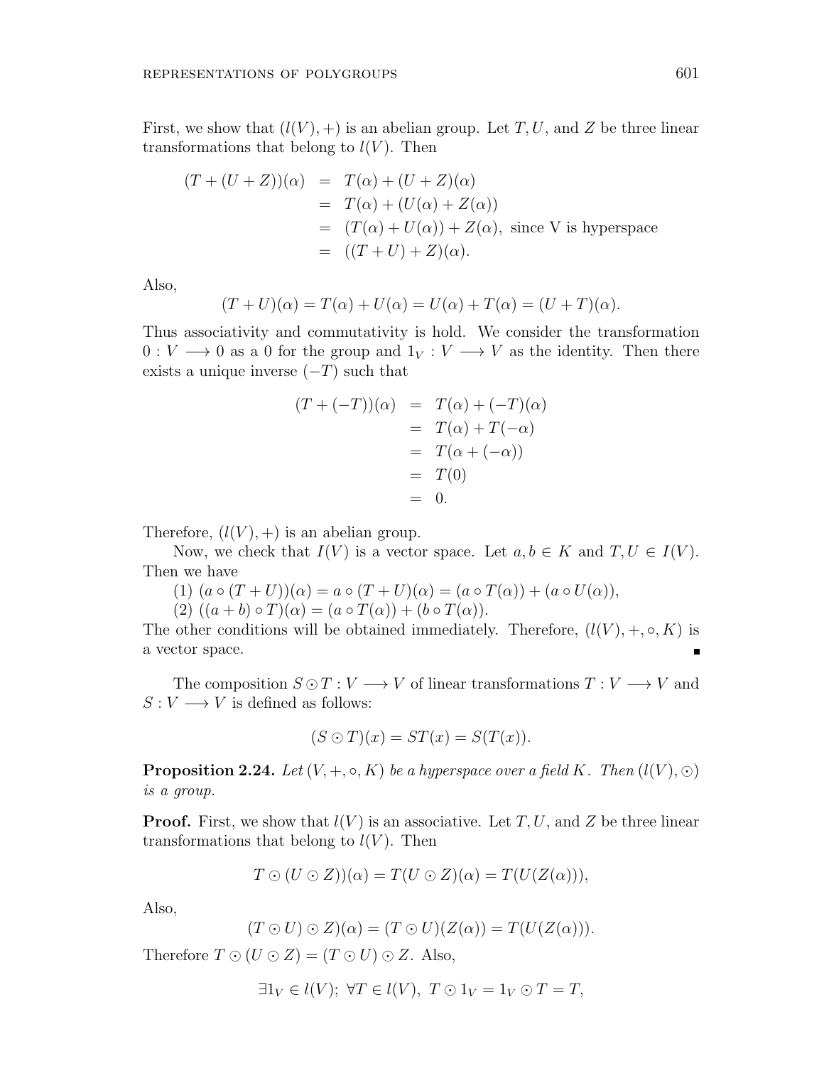First, we show that $(l(V), +)$ is an abelian group. Let $T, U$, and $Z$ be three linear transformations that belong to $l(V)$. Then

$$
\begin{aligned}
(T + (U + Z))(\alpha) &= T(\alpha) + (U + Z)(\alpha) \\
&= T(\alpha) + (U(\alpha) + Z(\alpha)) \\
&= (T(\alpha) + U(\alpha)) + Z(\alpha), \text{ since V is hyperspace} \\
&= ((T + U) + Z)(\alpha).
\end{aligned}
$$

Also,

$$
(T + U)(\alpha) = T(\alpha) + U(\alpha) = U(\alpha) + T(\alpha) = (U + T)(\alpha).
$$

Thus associativity and commutativity is hold. We consider the transformation $0 : V \longrightarrow 0$ as a 0 for the group and $1_V : V \longrightarrow V$ as the identity. Then there exists a unique inverse $(-T)$ such that

$$
\begin{aligned}
(T + (-T))(\alpha) &= T(\alpha) + (-T)(\alpha) \\
&= T(\alpha) + T(-\alpha) \\
&= T(\alpha + (-\alpha)) \\
&= T(0) \\
&= 0.
\end{aligned}
$$

Therefore, $(l(V), +)$ is an abelian group.

Now, we check that $I(V)$ is a vector space. Let $a, b \in K$ and $T, U \in I(V)$. Then we have

(1) $(a \circ (T + U))(\alpha) = a \circ (T + U)(\alpha) = (a \circ T(\alpha)) + (a \circ U(\alpha))$,

(2) $((a + b) \circ T)(\alpha) = (a \circ T(\alpha)) + (b \circ T(\alpha))$.

The other conditions will be obtained immediately. Therefore, $(l(V), +, \circ, K)$ is a vector space. ∎

The composition $S \odot T : V \longrightarrow V$ of linear transformations $T : V \longrightarrow V$ and $S : V \longrightarrow V$ is defined as follows:

$$
(S \odot T)(x) = ST(x) = S(T(x)).
$$

**Proposition 2.24.** *Let $(V, +, \circ, K)$ be a hyperspace over a field $K$. Then $(l(V), \odot)$ is a group.*

**Proof.** First, we show that $l(V)$ is an associative. Let $T, U$, and $Z$ be three linear transformations that belong to $l(V)$. Then

$$
T \odot (U \odot Z))(\alpha) = T(U \odot Z)(\alpha) = T(U(Z(\alpha))),
$$

Also,

$$
(T \odot U) \odot Z)(\alpha) = (T \odot U)(Z(\alpha)) = T(U(Z(\alpha))).
$$

Therefore $T \odot (U \odot Z) = (T \odot U) \odot Z$. Also,

$$
\exists 1_V \in l(V);\ \forall T \in l(V),\ T \odot 1_V = 1_V \odot T = T,
$$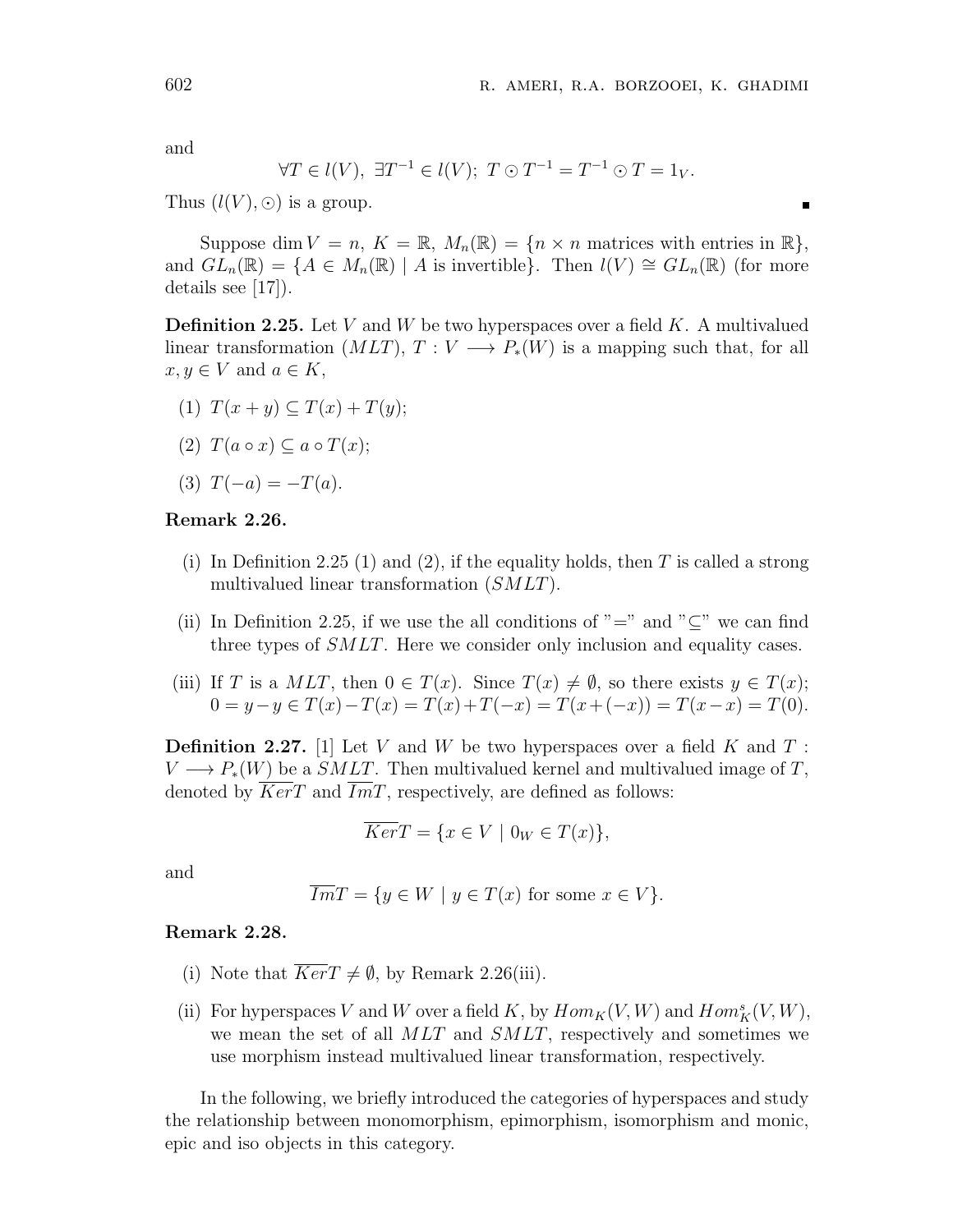and

$$\forall T \in l(V),\ \exists T^{-1} \in l(V);\ T \odot T^{-1} = T^{-1} \odot T = 1_V.$$

Thus $(l(V), \odot)$ is a group. ∎

Suppose $\dim V = n$, $K = \mathbb{R}$, $M_n(\mathbb{R}) = \{n \times n \text{ matrices with entries in } \mathbb{R}\}$, and $GL_n(\mathbb{R}) = \{A \in M_n(\mathbb{R}) \mid A \text{ is invertible}\}$. Then $l(V) \cong GL_n(\mathbb{R})$ (for more details see [17]).

**Definition 2.25.** Let $V$ and $W$ be two hyperspaces over a field $K$. A multivalued linear transformation $(MLT)$, $T : V \longrightarrow P_*(W)$ is a mapping such that, for all $x, y \in V$ and $a \in K$,

(1) $T(x + y) \subseteq T(x) + T(y)$;

(2) $T(a \circ x) \subseteq a \circ T(x)$;

(3) $T(-a) = -T(a)$.

**Remark 2.26.**

(i) In Definition 2.25 (1) and (2), if the equality holds, then $T$ is called a strong multivalued linear transformation $(SMLT)$.

(ii) In Definition 2.25, if we use the all conditions of "$=$" and "$\subseteq$" we can find three types of $SMLT$. Here we consider only inclusion and equality cases.

(iii) If $T$ is a $MLT$, then $0 \in T(x)$. Since $T(x) \neq \emptyset$, so there exists $y \in T(x)$; $0 = y - y \in T(x) - T(x) = T(x) + T(-x) = T(x + (-x)) = T(x - x) = T(0)$.

**Definition 2.27.** [1] Let $V$ and $W$ be two hyperspaces over a field $K$ and $T : V \longrightarrow P_*(W)$ be a $SMLT$. Then multivalued kernel and multivalued image of $T$, denoted by $\overline{Ker}T$ and $\overline{Im}T$, respectively, are defined as follows:

$$\overline{Ker}T = \{x \in V \mid 0_W \in T(x)\},$$

and

$$\overline{Im}T = \{y \in W \mid y \in T(x) \text{ for some } x \in V\}.$$

**Remark 2.28.**

(i) Note that $\overline{Ker}T \neq \emptyset$, by Remark 2.26(iii).

(ii) For hyperspaces $V$ and $W$ over a field $K$, by $Hom_K(V, W)$ and $Hom_K^s(V, W)$, we mean the set of all $MLT$ and $SMLT$, respectively and sometimes we use morphism instead multivalued linear transformation, respectively.

In the following, we briefly introduced the categories of hyperspaces and study the relationship between monomorphism, epimorphism, isomorphism and monic, epic and iso objects in this category.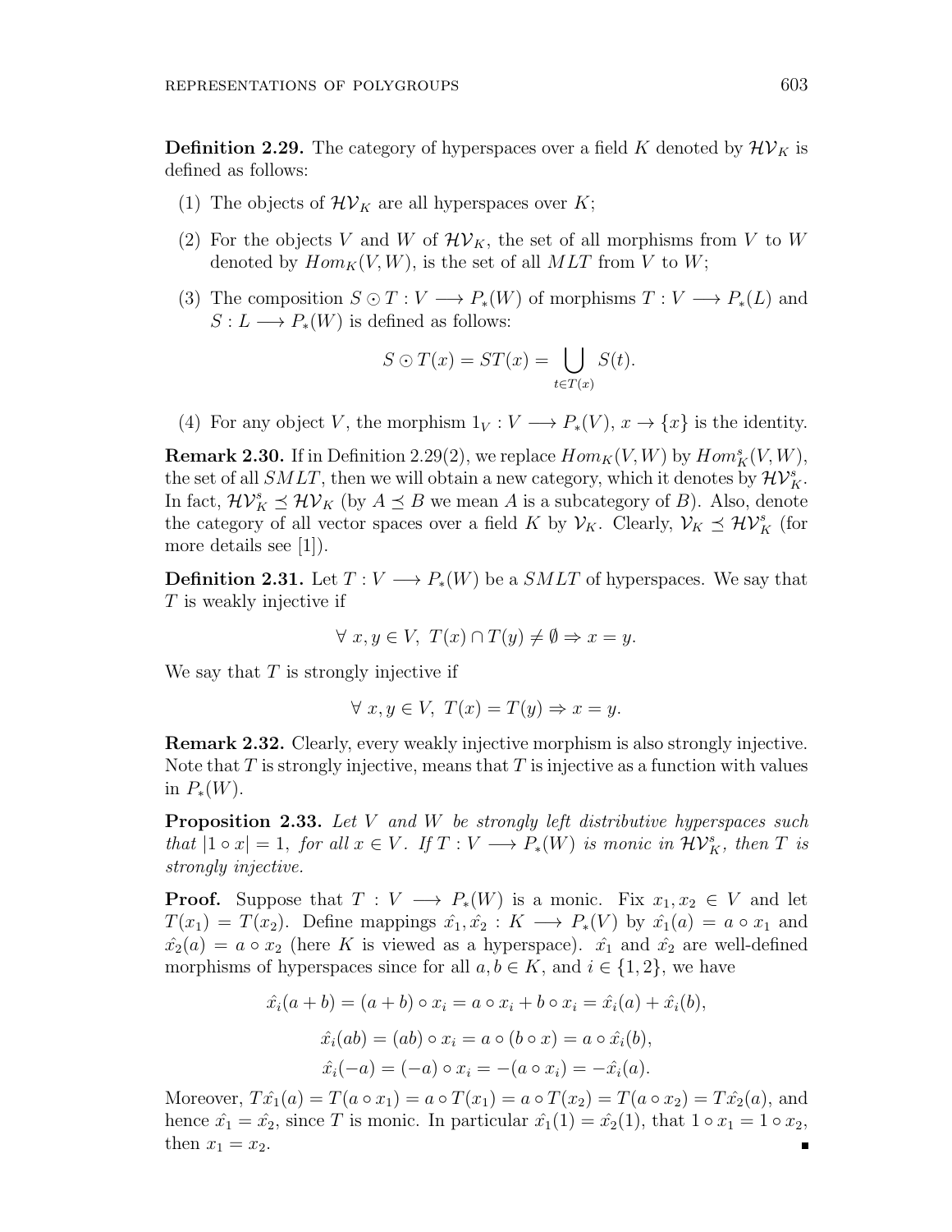**Definition 2.29.** The category of hyperspaces over a field $K$ denoted by $\mathcal{HV}_K$ is defined as follows:

1. The objects of $\mathcal{HV}_K$ are all hyperspaces over $K$;
2. For the objects $V$ and $W$ of $\mathcal{HV}_K$, the set of all morphisms from $V$ to $W$ denoted by $Hom_K(V, W)$, is the set of all $MLT$ from $V$ to $W$;
3. The composition $S \odot T : V \longrightarrow P_*(W)$ of morphisms $T : V \longrightarrow P_*(L)$ and $S : L \longrightarrow P_*(W)$ is defined as follows:

$$S \odot T(x) = ST(x) = \bigcup_{t \in T(x)} S(t).$$

4. For any object $V$, the morphism $1_V : V \longrightarrow P_*(V)$, $x \to \{x\}$ is the identity.

**Remark 2.30.** If in Definition 2.29(2), we replace $Hom_K(V, W)$ by $Hom^s_K(V, W)$, the set of all $SMLT$, then we will obtain a new category, which it denotes by $\mathcal{HV}^s_K$. In fact, $\mathcal{HV}^s_K \preceq \mathcal{HV}_K$ (by $A \preceq B$ we mean $A$ is a subcategory of $B$). Also, denote the category of all vector spaces over a field $K$ by $\mathcal{V}_K$. Clearly, $\mathcal{V}_K \preceq \mathcal{HV}^s_K$ (for more details see [1]).

**Definition 2.31.** Let $T : V \longrightarrow P_*(W)$ be a $SMLT$ of hyperspaces. We say that $T$ is weakly injective if

$$\forall\ x, y \in V,\ T(x) \cap T(y) \neq \emptyset \Rightarrow x = y.$$

We say that $T$ is strongly injective if

$$\forall\ x, y \in V,\ T(x) = T(y) \Rightarrow x = y.$$

**Remark 2.32.** Clearly, every weakly injective morphism is also strongly injective. Note that $T$ is strongly injective, means that $T$ is injective as a function with values in $P_*(W)$.

**Proposition 2.33.** *Let $V$ and $W$ be strongly left distributive hyperspaces such that $|1 \circ x| = 1$, for all $x \in V$. If $T : V \longrightarrow P_*(W)$ is monic in $\mathcal{HV}^s_K$, then $T$ is strongly injective.*

**Proof.** Suppose that $T : V \longrightarrow P_*(W)$ is a monic. Fix $x_1, x_2 \in V$ and let $T(x_1) = T(x_2)$. Define mappings $\hat{x_1}, \hat{x_2} : K \longrightarrow P_*(V)$ by $\hat{x_1}(a) = a \circ x_1$ and $\hat{x_2}(a) = a \circ x_2$ (here $K$ is viewed as a hyperspace). $\hat{x_1}$ and $\hat{x_2}$ are well-defined morphisms of hyperspaces since for all $a, b \in K$, and $i \in \{1, 2\}$, we have

$$\hat{x_i}(a + b) = (a + b) \circ x_i = a \circ x_i + b \circ x_i = \hat{x_i}(a) + \hat{x_i}(b),$$

$$\hat{x_i}(ab) = (ab) \circ x_i = a \circ (b \circ x) = a \circ \hat{x_i}(b),$$

$$\hat{x_i}(-a) = (-a) \circ x_i = -(a \circ x_i) = -\hat{x_i}(a).$$

Moreover, $T\hat{x_1}(a) = T(a \circ x_1) = a \circ T(x_1) = a \circ T(x_2) = T(a \circ x_2) = T\hat{x_2}(a)$, and hence $\hat{x_1} = \hat{x_2}$, since $T$ is monic. In particular $\hat{x_1}(1) = \hat{x_2}(1)$, that $1 \circ x_1 = 1 \circ x_2$, then $x_1 = x_2$. ∎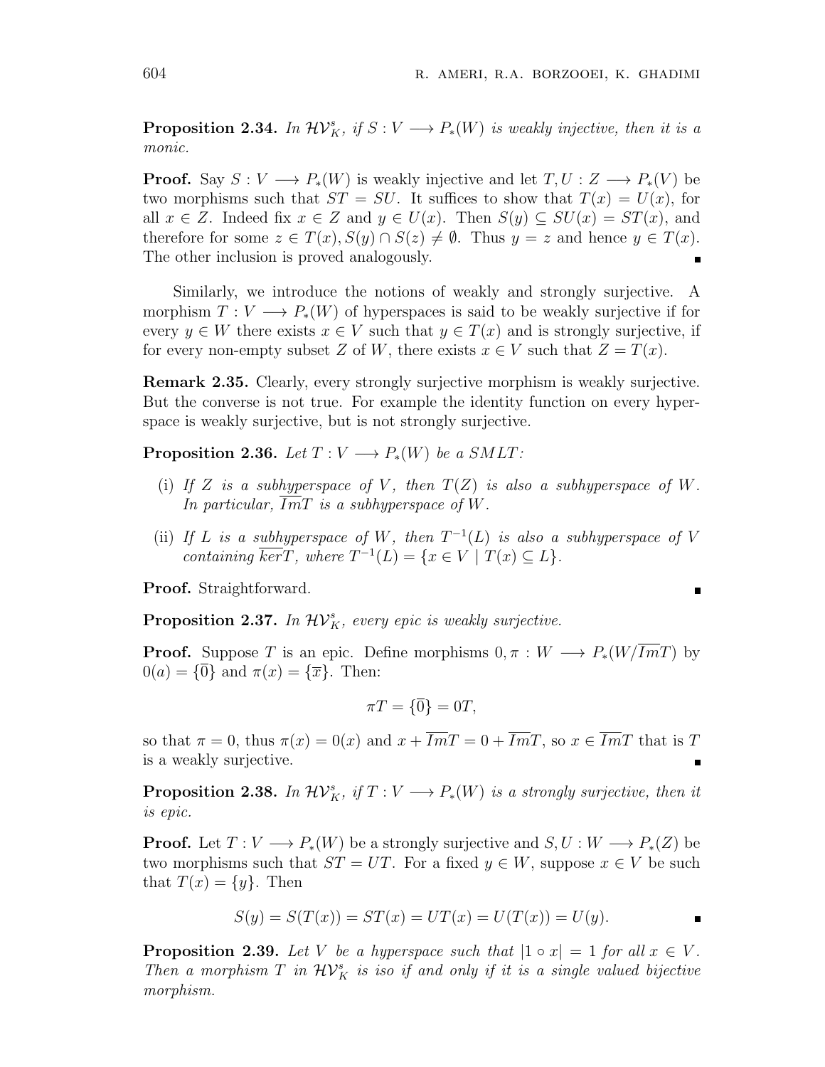**Proposition 2.34.** *In $\mathcal{HV}_K^s$, if $S : V \longrightarrow P_*(W)$ is weakly injective, then it is a monic.*

**Proof.** Say $S : V \longrightarrow P_*(W)$ is weakly injective and let $T, U : Z \longrightarrow P_*(V)$ be two morphisms such that $ST = SU$. It suffices to show that $T(x) = U(x)$, for all $x \in Z$. Indeed fix $x \in Z$ and $y \in U(x)$. Then $S(y) \subseteq SU(x) = ST(x)$, and therefore for some $z \in T(x), S(y) \cap S(z) \neq \emptyset$. Thus $y = z$ and hence $y \in T(x)$. The other inclusion is proved analogously. ∎

Similarly, we introduce the notions of weakly and strongly surjective. A morphism $T : V \longrightarrow P_*(W)$ of hyperspaces is said to be weakly surjective if for every $y \in W$ there exists $x \in V$ such that $y \in T(x)$ and is strongly surjective, if for every non-empty subset $Z$ of $W$, there exists $x \in V$ such that $Z = T(x)$.

**Remark 2.35.** Clearly, every strongly surjective morphism is weakly surjective. But the converse is not true. For example the identity function on every hyperspace is weakly surjective, but is not strongly surjective.

**Proposition 2.36.** *Let $T : V \longrightarrow P_*(W)$ be a SMLT:*

(i) *If $Z$ is a subhyperspace of $V$, then $T(Z)$ is also a subhyperspace of $W$. In particular, $\overline{Im}T$ is a subhyperspace of $W$.*

(ii) *If $L$ is a subhyperspace of $W$, then $T^{-1}(L)$ is also a subhyperspace of $V$ containing $\overline{ker}T$, where $T^{-1}(L) = \{x \in V \mid T(x) \subseteq L\}$.*

**Proof.** Straightforward. ∎

**Proposition 2.37.** *In $\mathcal{HV}_K^s$, every epic is weakly surjective.*

**Proof.** Suppose $T$ is an epic. Define morphisms $0, \pi : W \longrightarrow P_*(W/\overline{Im}T)$ by $0(a) = \{\overline{0}\}$ and $\pi(x) = \{\overline{x}\}$. Then:

$$\pi T = \{\overline{0}\} = 0T,$$

so that $\pi = 0$, thus $\pi(x) = 0(x)$ and $x + \overline{Im}T = 0 + \overline{Im}T$, so $x \in \overline{Im}T$ that is $T$ is a weakly surjective. ∎

**Proposition 2.38.** *In $\mathcal{HV}_K^s$, if $T : V \longrightarrow P_*(W)$ is a strongly surjective, then it is epic.*

**Proof.** Let $T : V \longrightarrow P_*(W)$ be a strongly surjective and $S, U : W \longrightarrow P_*(Z)$ be two morphisms such that $ST = UT$. For a fixed $y \in W$, suppose $x \in V$ be such that $T(x) = \{y\}$. Then

$$S(y) = S(T(x)) = ST(x) = UT(x) = U(T(x)) = U(y).$$ ∎

**Proposition 2.39.** *Let $V$ be a hyperspace such that $|1 \circ x| = 1$ for all $x \in V$. Then a morphism $T$ in $\mathcal{HV}_K^s$ is iso if and only if it is a single valued bijective morphism.*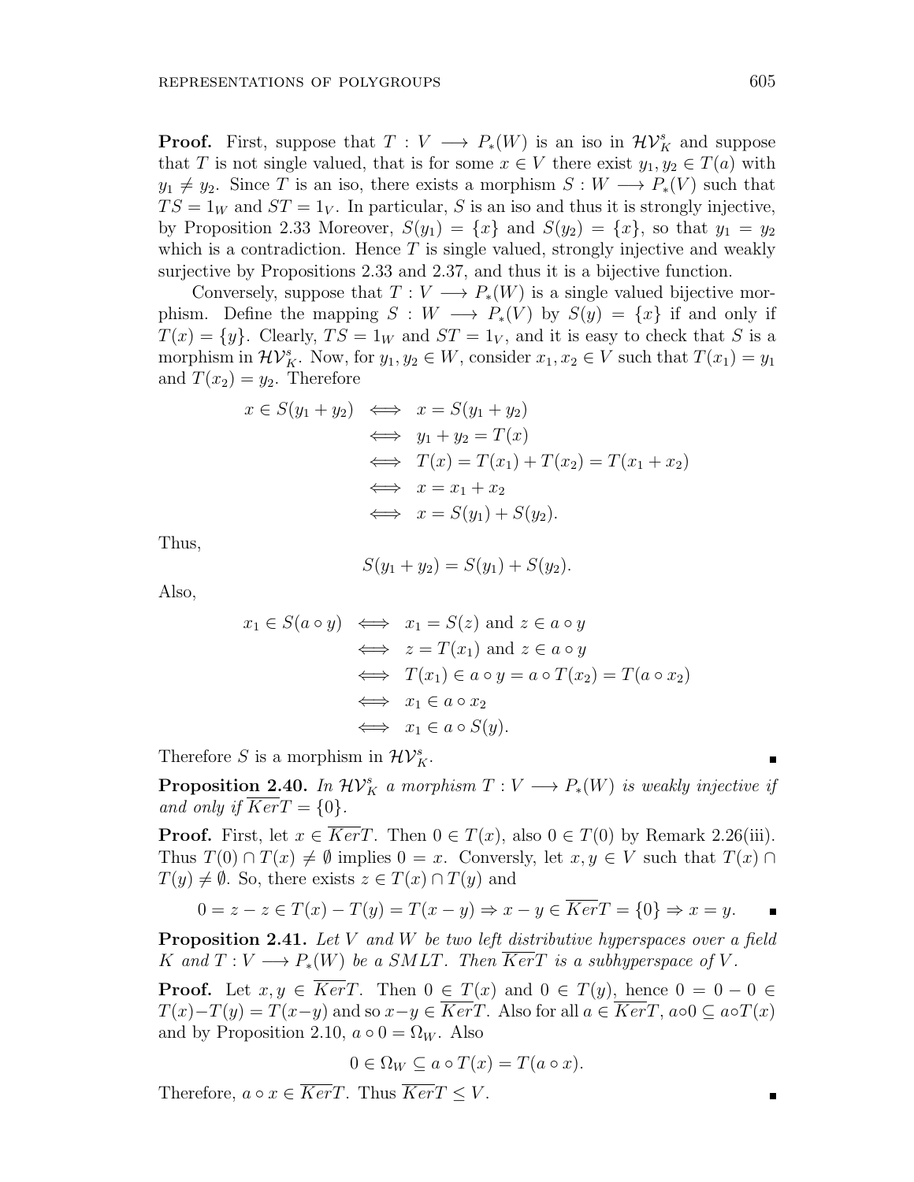**Proof.** First, suppose that $T : V \longrightarrow P_*(W)$ is an iso in $\mathcal{HV}_K^s$ and suppose that $T$ is not single valued, that is for some $x \in V$ there exist $y_1, y_2 \in T(a)$ with $y_1 \neq y_2$. Since $T$ is an iso, there exists a morphism $S : W \longrightarrow P_*(V)$ such that $TS = 1_W$ and $ST = 1_V$. In particular, $S$ is an iso and thus it is strongly injective, by Proposition 2.33 Moreover, $S(y_1) = \{x\}$ and $S(y_2) = \{x\}$, so that $y_1 = y_2$ which is a contradiction. Hence $T$ is single valued, strongly injective and weakly surjective by Propositions 2.33 and 2.37, and thus it is a bijective function.

Conversely, suppose that $T : V \longrightarrow P_*(W)$ is a single valued bijective morphism. Define the mapping $S : W \longrightarrow P_*(V)$ by $S(y) = \{x\}$ if and only if $T(x) = \{y\}$. Clearly, $TS = 1_W$ and $ST = 1_V$, and it is easy to check that $S$ is a morphism in $\mathcal{HV}_K^s$. Now, for $y_1, y_2 \in W$, consider $x_1, x_2 \in V$ such that $T(x_1) = y_1$ and $T(x_2) = y_2$. Therefore

$$
\begin{aligned}
x \in S(y_1 + y_2) &\iff x = S(y_1 + y_2) \\
&\iff y_1 + y_2 = T(x) \\
&\iff T(x) = T(x_1) + T(x_2) = T(x_1 + x_2) \\
&\iff x = x_1 + x_2 \\
&\iff x = S(y_1) + S(y_2).
\end{aligned}
$$

Thus,

$$S(y_1 + y_2) = S(y_1) + S(y_2).$$

Also,

$$
\begin{aligned}
x_1 \in S(a \circ y) &\iff x_1 = S(z) \text{ and } z \in a \circ y \\
&\iff z = T(x_1) \text{ and } z \in a \circ y \\
&\iff T(x_1) \in a \circ y = a \circ T(x_2) = T(a \circ x_2) \\
&\iff x_1 \in a \circ x_2 \\
&\iff x_1 \in a \circ S(y).
\end{aligned}
$$

Therefore $S$ is a morphism in $\mathcal{HV}_K^s$. ∎

**Proposition 2.40.** *In $\mathcal{HV}_K^s$ a morphism $T : V \longrightarrow P_*(W)$ is weakly injective if and only if $\overline{Ker}T = \{0\}$.*

**Proof.** First, let $x \in \overline{Ker}T$. Then $0 \in T(x)$, also $0 \in T(0)$ by Remark 2.26(iii). Thus $T(0) \cap T(x) \neq \emptyset$ implies $0 = x$. Conversely, let $x, y \in V$ such that $T(x) \cap T(y) \neq \emptyset$. So, there exists $z \in T(x) \cap T(y)$ and

$$0 = z - z \in T(x) - T(y) = T(x - y) \Rightarrow x - y \in \overline{Ker}T = \{0\} \Rightarrow x = y. \quad ∎$$

**Proposition 2.41.** *Let $V$ and $W$ be two left distributive hyperspaces over a field $K$ and $T : V \longrightarrow P_*(W)$ be a SMLT. Then $\overline{Ker}T$ is a subhyperspace of $V$.*

**Proof.** Let $x, y \in \overline{Ker}T$. Then $0 \in T(x)$ and $0 \in T(y)$, hence $0 = 0 - 0 \in T(x) - T(y) = T(x - y)$ and so $x - y \in \overline{Ker}T$. Also for all $a \in \overline{Ker}T$, $a \circ 0 \subseteq a \circ T(x)$ and by Proposition 2.10, $a \circ 0 = \Omega_W$. Also

$$0 \in \Omega_W \subseteq a \circ T(x) = T(a \circ x).$$

Therefore, $a \circ x \in \overline{Ker}T$. Thus $\overline{Ker}T \leq V$. ∎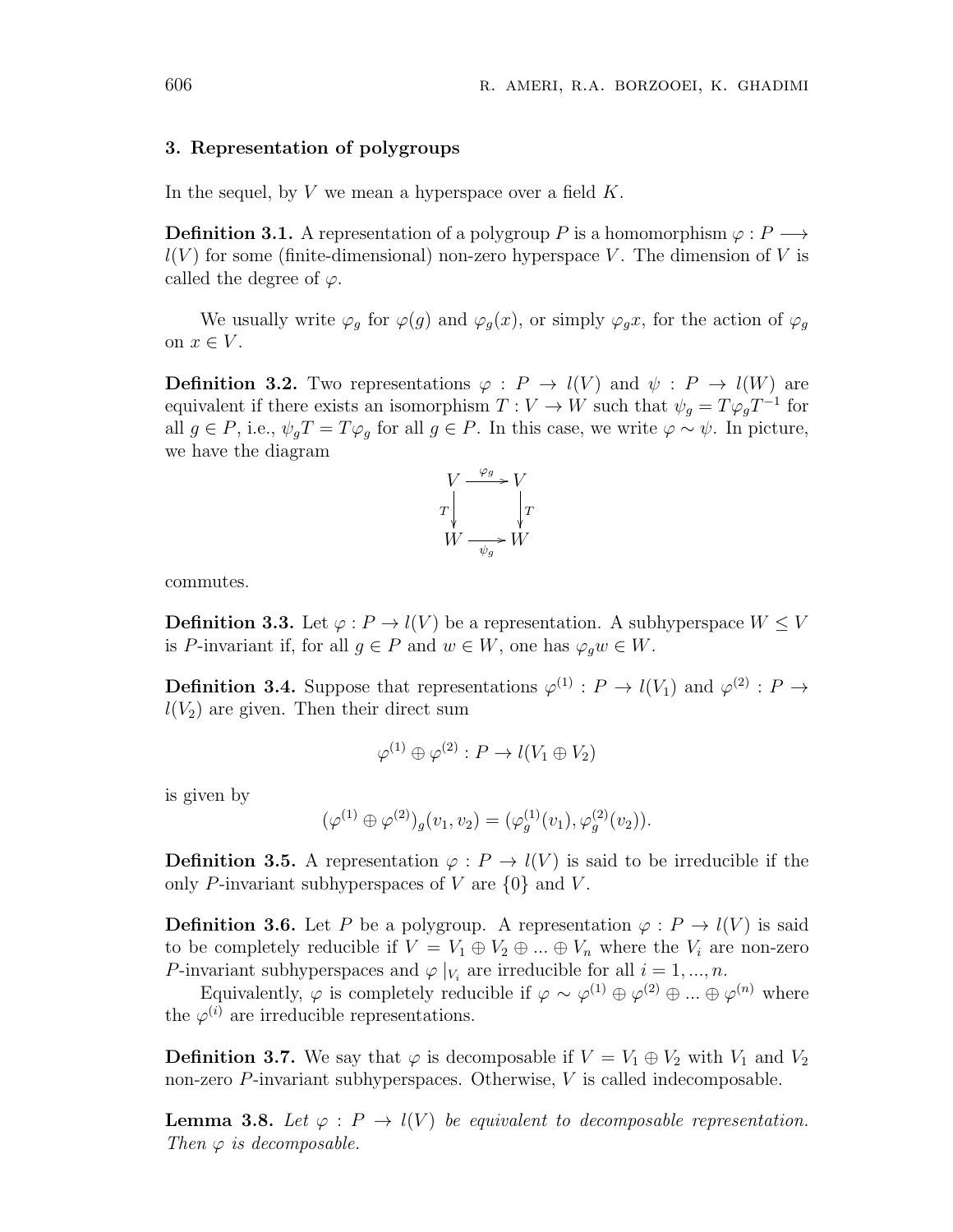## 3. Representation of polygroups

In the sequel, by $V$ we mean a hyperspace over a field $K$.

**Definition 3.1.** A representation of a polygroup $P$ is a homomorphism $\varphi : P \longrightarrow l(V)$ for some (finite-dimensional) non-zero hyperspace $V$. The dimension of $V$ is called the degree of $\varphi$.

We usually write $\varphi_g$ for $\varphi(g)$ and $\varphi_g(x)$, or simply $\varphi_g x$, for the action of $\varphi_g$ on $x \in V$.

**Definition 3.2.** Two representations $\varphi : P \to l(V)$ and $\psi : P \to l(W)$ are equivalent if there exists an isomorphism $T : V \to W$ such that $\psi_g = T\varphi_g T^{-1}$ for all $g \in P$, i.e., $\psi_g T = T\varphi_g$ for all $g \in P$. In this case, we write $\varphi \sim \psi$. In picture, we have the diagram

$$\begin{array}{ccc} V & \xrightarrow{\varphi_g} & V \\ {\scriptstyle T}\downarrow & & \downarrow{\scriptstyle T} \\ W & \xrightarrow[\psi_g]{} & W \end{array}$$

commutes.

**Definition 3.3.** Let $\varphi : P \to l(V)$ be a representation. A subhyperspace $W \leq V$ is $P$-invariant if, for all $g \in P$ and $w \in W$, one has $\varphi_g w \in W$.

**Definition 3.4.** Suppose that representations $\varphi^{(1)} : P \to l(V_1)$ and $\varphi^{(2)} : P \to l(V_2)$ are given. Then their direct sum

$$\varphi^{(1)} \oplus \varphi^{(2)} : P \to l(V_1 \oplus V_2)$$

is given by

$$(\varphi^{(1)} \oplus \varphi^{(2)})_g(v_1, v_2) = (\varphi_g^{(1)}(v_1), \varphi_g^{(2)}(v_2)).$$

**Definition 3.5.** A representation $\varphi : P \to l(V)$ is said to be irreducible if the only $P$-invariant subhyperspaces of $V$ are $\{0\}$ and $V$.

**Definition 3.6.** Let $P$ be a polygroup. A representation $\varphi : P \to l(V)$ is said to be completely reducible if $V = V_1 \oplus V_2 \oplus ... \oplus V_n$ where the $V_i$ are non-zero $P$-invariant subhyperspaces and $\varphi|_{V_i}$ are irreducible for all $i = 1, ..., n$.

Equivalently, $\varphi$ is completely reducible if $\varphi \sim \varphi^{(1)} \oplus \varphi^{(2)} \oplus ... \oplus \varphi^{(n)}$ where the $\varphi^{(i)}$ are irreducible representations.

**Definition 3.7.** We say that $\varphi$ is decomposable if $V = V_1 \oplus V_2$ with $V_1$ and $V_2$ non-zero $P$-invariant subhyperspaces. Otherwise, $V$ is called indecomposable.

**Lemma 3.8.** *Let $\varphi : P \to l(V)$ be equivalent to decomposable representation. Then $\varphi$ is decomposable.*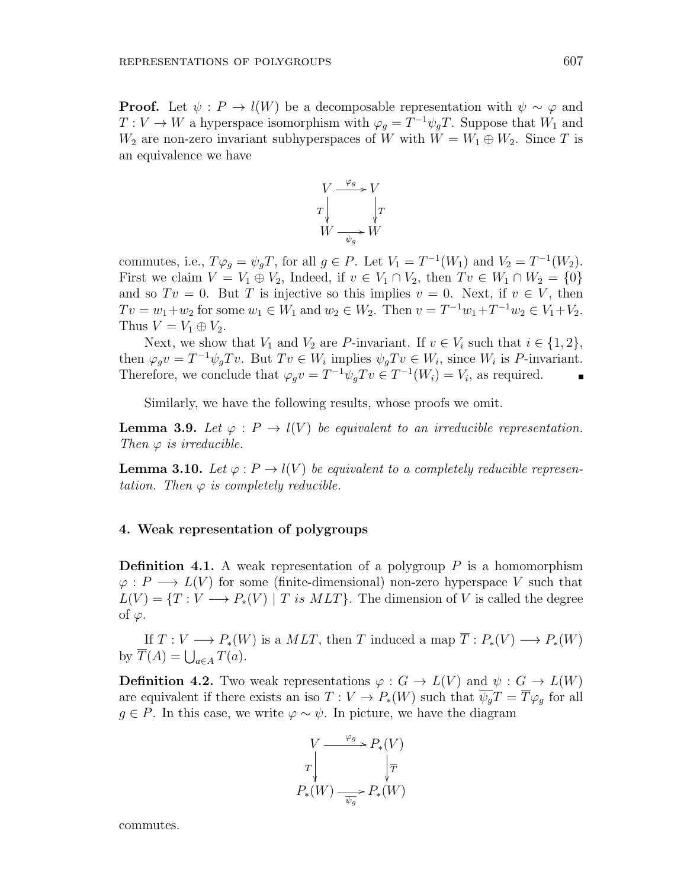**Proof.** Let $\psi : P \to l(W)$ be a decomposable representation with $\psi \sim \varphi$ and $T : V \to W$ a hyperspace isomorphism with $\varphi_g = T^{-1}\psi_g T$. Suppose that $W_1$ and $W_2$ are non-zero invariant subhyperspaces of $W$ with $W = W_1 \oplus W_2$. Since $T$ is an equivalence we have

$$\begin{array}{ccc} V & \xrightarrow{\varphi_g} & V \\ {\scriptstyle T}\downarrow & & \downarrow{\scriptstyle T} \\ W & \xrightarrow[\psi_g]{} & W \end{array}$$

commutes, i.e., $T\varphi_g = \psi_g T$, for all $g \in P$. Let $V_1 = T^{-1}(W_1)$ and $V_2 = T^{-1}(W_2)$. First we claim $V = V_1 \oplus V_2$, Indeed, if $v \in V_1 \cap V_2$, then $Tv \in W_1 \cap W_2 = \{0\}$ and so $Tv = 0$. But $T$ is injective so this implies $v = 0$. Next, if $v \in V$, then $Tv = w_1 + w_2$ for some $w_1 \in W_1$ and $w_2 \in W_2$. Then $v = T^{-1}w_1 + T^{-1}w_2 \in V_1 + V_2$. Thus $V = V_1 \oplus V_2$.

Next, we show that $V_1$ and $V_2$ are $P$-invariant. If $v \in V_i$ such that $i \in \{1, 2\}$, then $\varphi_g v = T^{-1}\psi_g T v$. But $Tv \in W_i$ implies $\psi_g T v \in W_i$, since $W_i$ is $P$-invariant. Therefore, we conclude that $\varphi_g v = T^{-1}\psi_g T v \in T^{-1}(W_i) = V_i$, as required. ∎

Similarly, we have the following results, whose proofs we omit.

**Lemma 3.9.** *Let $\varphi : P \to l(V)$ be equivalent to an irreducible representation. Then $\varphi$ is irreducible.*

**Lemma 3.10.** *Let $\varphi : P \to l(V)$ be equivalent to a completely reducible representation. Then $\varphi$ is completely reducible.*

## 4. Weak representation of polygroups

**Definition 4.1.** A weak representation of a polygroup $P$ is a homomorphism $\varphi : P \longrightarrow L(V)$ for some (finite-dimensional) non-zero hyperspace $V$ such that $L(V) = \{T : V \longrightarrow P_*(V) \mid T \text{ is } MLT\}$. The dimension of $V$ is called the degree of $\varphi$.

If $T : V \longrightarrow P_*(W)$ is a $MLT$, then $T$ induced a map $\overline{T} : P_*(V) \longrightarrow P_*(W)$ by $\overline{T}(A) = \bigcup_{a \in A} T(a)$.

**Definition 4.2.** Two weak representations $\varphi : G \to L(V)$ and $\psi : G \to L(W)$ are equivalent if there exists an iso $T : V \to P_*(W)$ such that $\overline{\psi_g} T = \overline{T}\varphi_g$ for all $g \in P$. In this case, we write $\varphi \sim \psi$. In picture, we have the diagram

$$\begin{array}{ccc} V & \xrightarrow{\varphi_g} & P_*(V) \\ {\scriptstyle T}\downarrow & & \downarrow{\scriptstyle \overline{T}} \\ P_*(W) & \xrightarrow[\overline{\psi_g}]{} & P_*(W) \end{array}$$

commutes.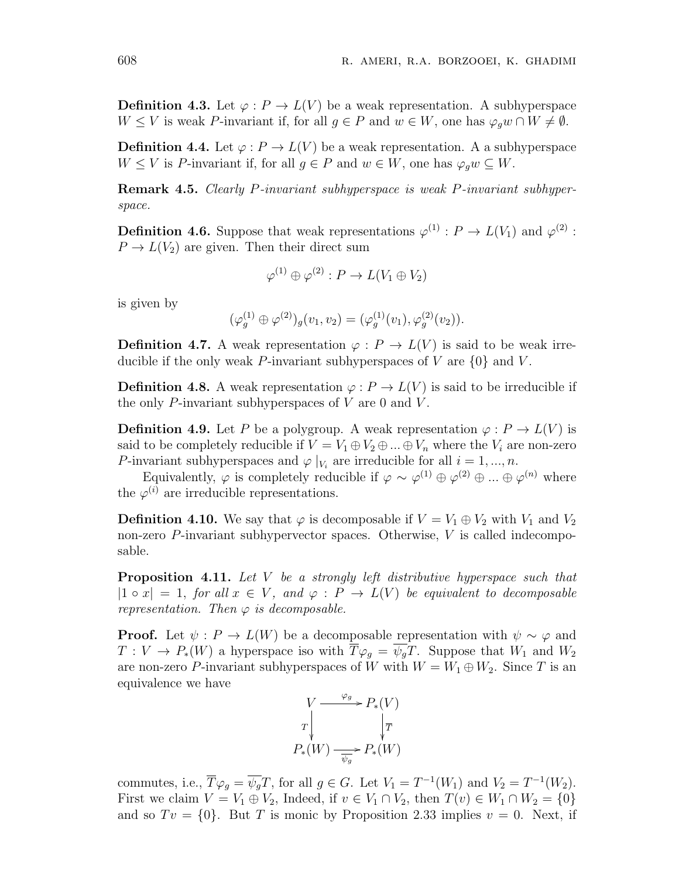**Definition 4.3.** Let $\varphi : P \to L(V)$ be a weak representation. A subhyperspace $W \leq V$ is weak $P$-invariant if, for all $g \in P$ and $w \in W$, one has $\varphi_g w \cap W \neq \emptyset$.

**Definition 4.4.** Let $\varphi : P \to L(V)$ be a weak representation. A a subhyperspace $W \leq V$ is $P$-invariant if, for all $g \in P$ and $w \in W$, one has $\varphi_g w \subseteq W$.

**Remark 4.5.** *Clearly $P$-invariant subhyperspace is weak $P$-invariant subhyperspace.*

**Definition 4.6.** Suppose that weak representations $\varphi^{(1)} : P \to L(V_1)$ and $\varphi^{(2)} : P \to L(V_2)$ are given. Then their direct sum

$$\varphi^{(1)} \oplus \varphi^{(2)} : P \to L(V_1 \oplus V_2)$$

is given by

$$(\varphi_g^{(1)} \oplus \varphi^{(2)})_g(v_1, v_2) = (\varphi_g^{(1)}(v_1), \varphi_g^{(2)}(v_2)).$$

**Definition 4.7.** A weak representation $\varphi : P \to L(V)$ is said to be weak irreducible if the only weak $P$-invariant subhyperspaces of $V$ are $\{0\}$ and $V$.

**Definition 4.8.** A weak representation $\varphi : P \to L(V)$ is said to be irreducible if the only $P$-invariant subhyperspaces of $V$ are 0 and $V$.

**Definition 4.9.** Let $P$ be a polygroup. A weak representation $\varphi : P \to L(V)$ is said to be completely reducible if $V = V_1 \oplus V_2 \oplus ... \oplus V_n$ where the $V_i$ are non-zero $P$-invariant subhyperspaces and $\varphi\mid_{V_i}$ are irreducible for all $i = 1, ..., n$.

Equivalently, $\varphi$ is completely reducible if $\varphi \sim \varphi^{(1)} \oplus \varphi^{(2)} \oplus ... \oplus \varphi^{(n)}$ where the $\varphi^{(i)}$ are irreducible representations.

**Definition 4.10.** We say that $\varphi$ is decomposable if $V = V_1 \oplus V_2$ with $V_1$ and $V_2$ non-zero $P$-invariant subhypervector spaces. Otherwise, $V$ is called indecomposable.

**Proposition 4.11.** *Let $V$ be a strongly left distributive hyperspace such that $|1 \circ x| = 1$, for all $x \in V$, and $\varphi : P \to L(V)$ be equivalent to decomposable representation. Then $\varphi$ is decomposable.*

**Proof.** Let $\psi : P \to L(W)$ be a decomposable representation with $\psi \sim \varphi$ and $T : V \to P_*(W)$ a hyperspace iso with $\overline{T}\varphi_g = \overline{\psi_g}T$. Suppose that $W_1$ and $W_2$ are non-zero $P$-invariant subhyperspaces of $W$ with $W = W_1 \oplus W_2$. Since $T$ is an equivalence we have

$$\begin{array}{ccc} V & \xrightarrow{\varphi_g} & P_*(V) \\ {\scriptstyle T}\downarrow & & \downarrow{\scriptstyle \overline{T}} \\ P_*(W) & \xrightarrow[\overline{\psi_g}]{} & P_*(W) \end{array}$$

commutes, i.e., $\overline{T}\varphi_g = \overline{\psi_g}T$, for all $g \in G$. Let $V_1 = T^{-1}(W_1)$ and $V_2 = T^{-1}(W_2)$. First we claim $V = V_1 \oplus V_2$, Indeed, if $v \in V_1 \cap V_2$, then $T(v) \in W_1 \cap W_2 = \{0\}$ and so $Tv = \{0\}$. But $T$ is monic by Proposition 2.33 implies $v = 0$. Next, if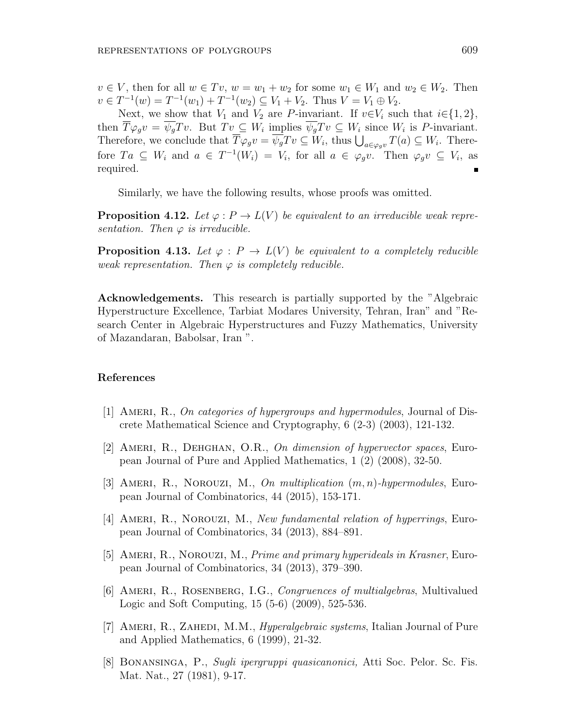$v \in V$, then for all $w \in Tv$, $w = w_1 + w_2$ for some $w_1 \in W_1$ and $w_2 \in W_2$. Then $v \in T^{-1}(w) = T^{-1}(w_1) + T^{-1}(w_2) \subseteq V_1 + V_2$. Thus $V = V_1 \oplus V_2$.

Next, we show that $V_1$ and $V_2$ are $P$-invariant. If $v \in V_i$ such that $i \in \{1, 2\}$, then $\overline{T}\varphi_g v = \overline{\psi_g} Tv$. But $Tv \subseteq W_i$ implies $\overline{\psi_g} Tv \subseteq W_i$ since $W_i$ is $P$-invariant. Therefore, we conclude that $\overline{T}\varphi_g v = \overline{\psi_g} Tv \subseteq W_i$, thus $\bigcup_{a \in \varphi_g v} T(a) \subseteq W_i$. Therefore $Ta \subseteq W_i$ and $a \in T^{-1}(W_i) = V_i$, for all $a \in \varphi_g v$. Then $\varphi_g v \subseteq V_i$, as required. ∎

Similarly, we have the following results, whose proofs was omitted.

**Proposition 4.12.** *Let $\varphi : P \to L(V)$ be equivalent to an irreducible weak representation. Then $\varphi$ is irreducible.*

**Proposition 4.13.** *Let $\varphi : P \to L(V)$ be equivalent to a completely reducible weak representation. Then $\varphi$ is completely reducible.*

**Acknowledgements.** This research is partially supported by the "Algebraic Hyperstructure Excellence, Tarbiat Modares University, Tehran, Iran" and "Research Center in Algebraic Hyperstructures and Fuzzy Mathematics, University of Mazandaran, Babolsar, Iran ".

## References

[1] Ameri, R., *On categories of hypergroups and hypermodules*, Journal of Discrete Mathematical Science and Cryptography, 6 (2-3) (2003), 121-132.

[2] Ameri, R., Dehghan, O.R., *On dimension of hypervector spaces*, European Journal of Pure and Applied Mathematics, 1 (2) (2008), 32-50.

[3] Ameri, R., Norouzi, M., *On multiplication $(m, n)$-hypermodules*, European Journal of Combinatorics, 44 (2015), 153-171.

[4] Ameri, R., Norouzi, M., *New fundamental relation of hyperrings*, European Journal of Combinatorics, 34 (2013), 884–891.

[5] Ameri, R., Norouzi, M., *Prime and primary hyperideals in Krasner*, European Journal of Combinatorics, 34 (2013), 379–390.

[6] Ameri, R., Rosenberg, I.G., *Congruences of multialgebras*, Multivalued Logic and Soft Computing, 15 (5-6) (2009), 525-536.

[7] Ameri, R., Zahedi, M.M., *Hyperalgebraic systems*, Italian Journal of Pure and Applied Mathematics, 6 (1999), 21-32.

[8] Bonansinga, P., *Sugli ipergruppi quasicanonici,* Atti Soc. Pelor. Sc. Fis. Mat. Nat., 27 (1981), 9-17.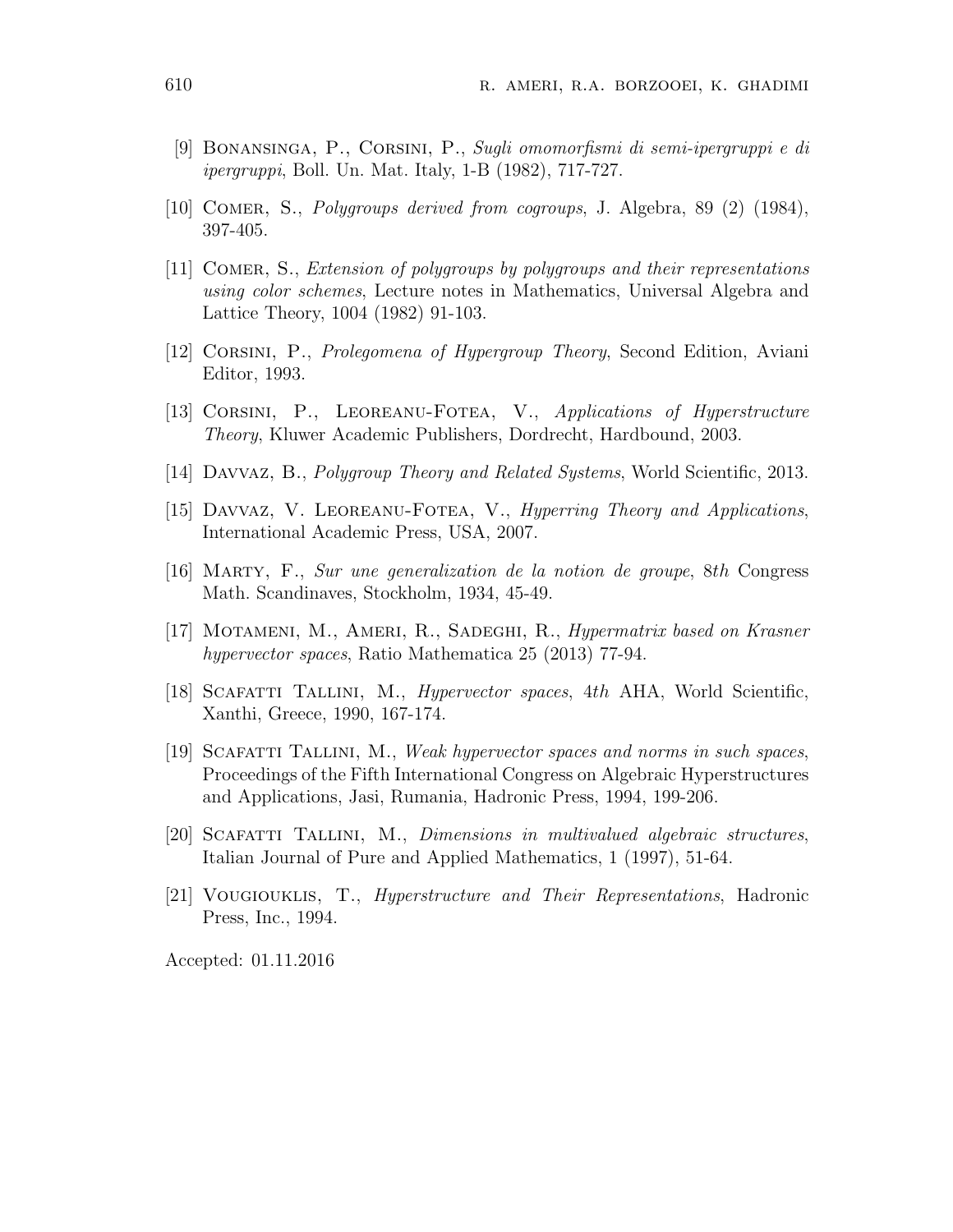[9] Bonansinga, P., Corsini, P., *Sugli omomorfismi di semi-ipergruppi e di ipergruppi*, Boll. Un. Mat. Italy, 1-B (1982), 717-727.

[10] Comer, S., *Polygroups derived from cogroups*, J. Algebra, 89 (2) (1984), 397-405.

[11] Comer, S., *Extension of polygroups by polygroups and their representations using color schemes*, Lecture notes in Mathematics, Universal Algebra and Lattice Theory, 1004 (1982) 91-103.

[12] Corsini, P., *Prolegomena of Hypergroup Theory*, Second Edition, Aviani Editor, 1993.

[13] Corsini, P., Leoreanu-Fotea, V., *Applications of Hyperstructure Theory*, Kluwer Academic Publishers, Dordrecht, Hardbound, 2003.

[14] Davvaz, B., *Polygroup Theory and Related Systems*, World Scientific, 2013.

[15] Davvaz, V. Leoreanu-Fotea, V., *Hyperring Theory and Applications*, International Academic Press, USA, 2007.

[16] Marty, F., *Sur une generalization de la notion de groupe*, 8*th* Congress Math. Scandinaves, Stockholm, 1934, 45-49.

[17] Motameni, M., Ameri, R., Sadeghi, R., *Hypermatrix based on Krasner hypervector spaces*, Ratio Mathematica 25 (2013) 77-94.

[18] Scafatti Tallini, M., *Hypervector spaces*, 4*th* AHA, World Scientific, Xanthi, Greece, 1990, 167-174.

[19] Scafatti Tallini, M., *Weak hypervector spaces and norms in such spaces*, Proceedings of the Fifth International Congress on Algebraic Hyperstructures and Applications, Jasi, Rumania, Hadronic Press, 1994, 199-206.

[20] Scafatti Tallini, M., *Dimensions in multivalued algebraic structures*, Italian Journal of Pure and Applied Mathematics, 1 (1997), 51-64.

[21] Vougiouklis, T., *Hyperstructure and Their Representations*, Hadronic Press, Inc., 1994.

Accepted: 01.11.2016